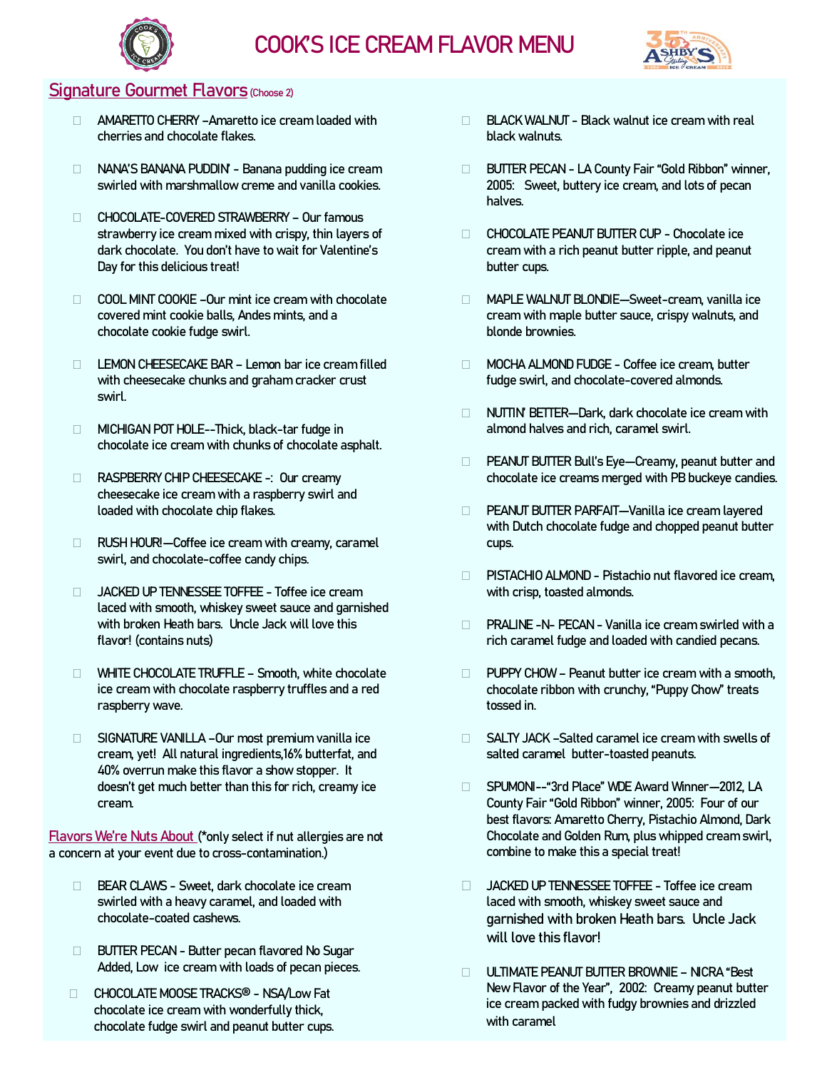# COOK'S ICE CREAM FLAVOR MENU

## Signature Gourmet Flavors (Choose 2)

- ☐ AMARETTO CHERRY –Amaretto ice cream loaded with cherries and chocolate flakes.
- ☐ NANA'S BANANA PUDDIN' - Banana pudding ice cream swirled with marshmallow creme and vanilla cookies.
- ☐ CHOCOLATE-COVERED STRAWBERRY – Our famous strawberry ice cream mixed with crispy, thin layers of dark chocolate. You don't have to wait for Valentine's Day for this delicious treat!
- ☐ COOL MINT COOKIE –Our mint ice cream with chocolate covered mint cookie balls, Andes mints, and a chocolate cookie fudge swirl.
- ☐ LEMON CHEESECAKE BAR – Lemon bar ice cream filled with cheesecake chunks and graham cracker crust swirl.
- ☐ MICHIGAN POT HOLE--Thick, black-tar fudge in chocolate ice cream with chunks of chocolate asphalt.
- ☐ RASPBERRY CHIP CHEESECAKE -: Our creamy cheesecake ice cream with a raspberry swirl and loaded with chocolate chip flakes.
- ☐ RUSH HOUR!—Coffee ice cream with creamy, caramel swirl, and chocolate-coffee candy chips.
- ☐ JACKED UP TENNESSEE TOFFEE - Toffee ice cream laced with smooth, whiskey sweet sauce and garnished with broken Heath bars. Uncle Jack will love this flavor! (contains nuts)
- ☐ WHITE CHOCOLATE TRUFFLE – Smooth, white chocolate ice cream with chocolate raspberry truffles and a red raspberry wave.
- ☐ SIGNATURE VANILLA –Our most premium vanilla ice cream, yet! All natural ingredients,16% butterfat, and 40% overrun make this flavor a show stopper. It doesn't get much better than this for rich, creamy ice cream.

## Flavors We're Nuts About (*only select if nut allergies are not a concern at your event due to cross-contamination.)

- ☐ BEAR CLAWS - Sweet, dark chocolate ice cream swirled with a heavy caramel, and loaded with chocolate-coated cashews.
- ☐ BUTTER PECAN - Butter pecan flavored No Sugar Added, Low ice cream with loads of pecan pieces.
- ☐ CHOCOLATE MOOSE TRACKS® - NSA/Low Fat chocolate ice cream with wonderfully thick, chocolate fudge swirl and peanut butter cups.
- ☐ BLACK WALNUT - Black walnut ice cream with real black walnuts.
- ☐ BUTTER PECAN - LA County Fair "Gold Ribbon" winner, 2005: Sweet, buttery ice cream, and lots of pecan halves.
- ☐ CHOCOLATE PEANUT BUTTER CUP - Chocolate ice cream with a rich peanut butter ripple, and peanut butter cups.
- ☐ MAPLE WALNUT BLONDIE—Sweet-cream, vanilla ice cream with maple butter sauce, crispy walnuts, and blonde brownies.
- ☐ MOCHA ALMOND FUDGE - Coffee ice cream, butter fudge swirl, and chocolate-covered almonds.
- ☐ NUTTIN' BETTER—Dark, dark chocolate ice cream with almond halves and rich, caramel swirl.
- ☐ PEANUT BUTTER Bull's Eye—Creamy, peanut butter and chocolate ice creams merged with PB buckeye candies.
- ☐ PEANUT BUTTER PARFAIT—Vanilla ice cream layered with Dutch chocolate fudge and chopped peanut butter cups.
- ☐ PISTACHIO ALMOND - Pistachio nut flavored ice cream, with crisp, toasted almonds.
- ☐ PRALINE -N- PECAN - Vanilla ice cream swirled with a rich caramel fudge and loaded with candied pecans.
- ☐ PUPPY CHOW – Peanut butter ice cream with a smooth, chocolate ribbon with crunchy, "Puppy Chow" treats tossed in.
- ☐ SALTY JACK –Salted caramel ice cream with swells of salted caramel butter-toasted peanuts.
- ☐ SPUMONI--"3rd Place" WDE Award Winner—2012, LA County Fair "Gold Ribbon" winner, 2005: Four of our best flavors: Amaretto Cherry, Pistachio Almond, Dark Chocolate and Golden Rum, plus whipped cream swirl, combine to make this a special treat!
- ☐ JACKED UP TENNESSEE TOFFEE - Toffee ice cream laced with smooth, whiskey sweet sauce and garnished with broken Heath bars. Uncle Jack will love this flavor!
- ☐ ULTIMATE PEANUT BUTTER BROWNIE – NICRA "Best New Flavor of the Year", 2002: Creamy peanut butter ice cream packed with fudgy brownies and drizzled with caramel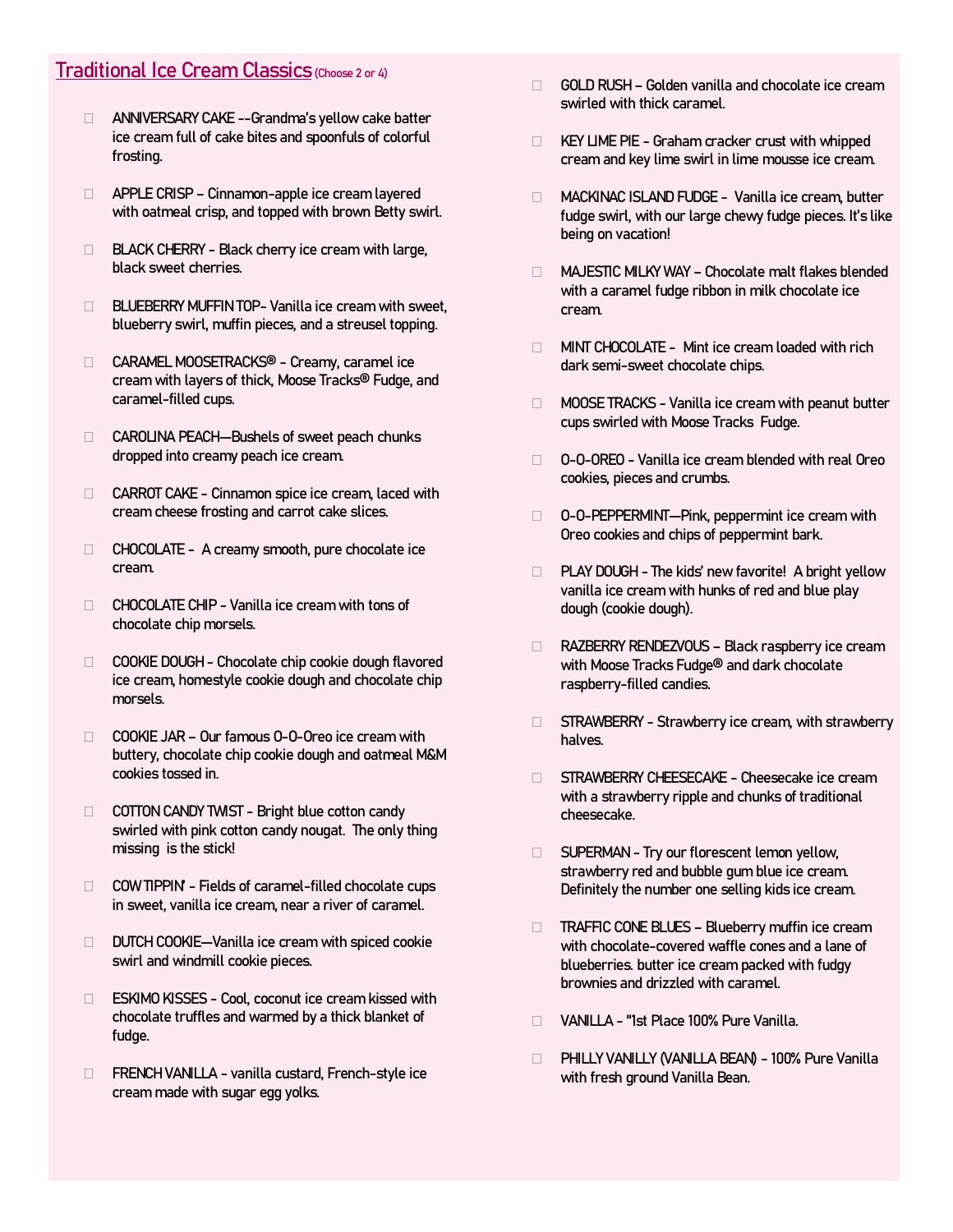## Traditional Ice Cream Classics (Choose 2 or 4)

- ANNIVERSARY CAKE --Grandma's yellow cake batter ice cream full of cake bites and spoonfuls of colorful frosting.
- APPLE CRISP – Cinnamon-apple ice cream layered with oatmeal crisp, and topped with brown Betty swirl.
- BLACK CHERRY - Black cherry ice cream with large, black sweet cherries.
- BLUEBERRY MUFFIN TOP- Vanilla ice cream with sweet, blueberry swirl, muffin pieces, and a streusel topping.
- CARAMEL MOOSETRACKS® - Creamy, caramel ice cream with layers of thick, Moose Tracks® Fudge, and caramel-filled cups.
- CAROLINA PEACH—Bushels of sweet peach chunks dropped into creamy peach ice cream.
- CARROT CAKE - Cinnamon spice ice cream, laced with cream cheese frosting and carrot cake slices.
- CHOCOLATE - A creamy smooth, pure chocolate ice cream.
- CHOCOLATE CHIP - Vanilla ice cream with tons of chocolate chip morsels.
- COOKIE DOUGH - Chocolate chip cookie dough flavored ice cream, homestyle cookie dough and chocolate chip morsels.
- COOKIE JAR – Our famous O-O-Oreo ice cream with buttery, chocolate chip cookie dough and oatmeal M&M cookies tossed in.
- COTTON CANDY TWIST - Bright blue cotton candy swirled with pink cotton candy nougat. The only thing missing is the stick!
- COW TIPPIN' - Fields of caramel-filled chocolate cups in sweet, vanilla ice cream, near a river of caramel.
- DUTCH COOKIE—Vanilla ice cream with spiced cookie swirl and windmill cookie pieces.
- ESKIMO KISSES - Cool, coconut ice cream kissed with chocolate truffles and warmed by a thick blanket of fudge.
- FRENCH VANILLA - vanilla custard, French-style ice cream made with sugar egg yolks.
- GOLD RUSH – Golden vanilla and chocolate ice cream swirled with thick caramel.
- KEY LIME PIE - Graham cracker crust with whipped cream and key lime swirl in lime mousse ice cream.
- MACKINAC ISLAND FUDGE - Vanilla ice cream, butter fudge swirl, with our large chewy fudge pieces. It's like being on vacation!
- MAJESTIC MILKY WAY – Chocolate malt flakes blended with a caramel fudge ribbon in milk chocolate ice cream.
- MINT CHOCOLATE - Mint ice cream loaded with rich dark semi-sweet chocolate chips.
- MOOSE TRACKS - Vanilla ice cream with peanut butter cups swirled with Moose Tracks Fudge.
- O-O-OREO - Vanilla ice cream blended with real Oreo cookies, pieces and crumbs.
- O-O-PEPPERMINT—Pink, peppermint ice cream with Oreo cookies and chips of peppermint bark.
- PLAY DOUGH - The kids' new favorite! A bright yellow vanilla ice cream with hunks of red and blue play dough (cookie dough).
- RAZBERRY RENDEZVOUS – Black raspberry ice cream with Moose Tracks Fudge® and dark chocolate raspberry-filled candies.
- STRAWBERRY - Strawberry ice cream, with strawberry halves.
- STRAWBERRY CHEESECAKE - Cheesecake ice cream with a strawberry ripple and chunks of traditional cheesecake.
- SUPERMAN - Try our florescent lemon yellow, strawberry red and bubble gum blue ice cream. Definitely the number one selling kids ice cream.
- TRAFFIC CONE BLUES – Blueberry muffin ice cream with chocolate-covered waffle cones and a lane of blueberries. butter ice cream packed with fudgy brownies and drizzled with caramel.
- VANILLA - "1st Place 100% Pure Vanilla.
- PHILLY VANILLY (VANILLA BEAN) - 100% Pure Vanilla with fresh ground Vanilla Bean.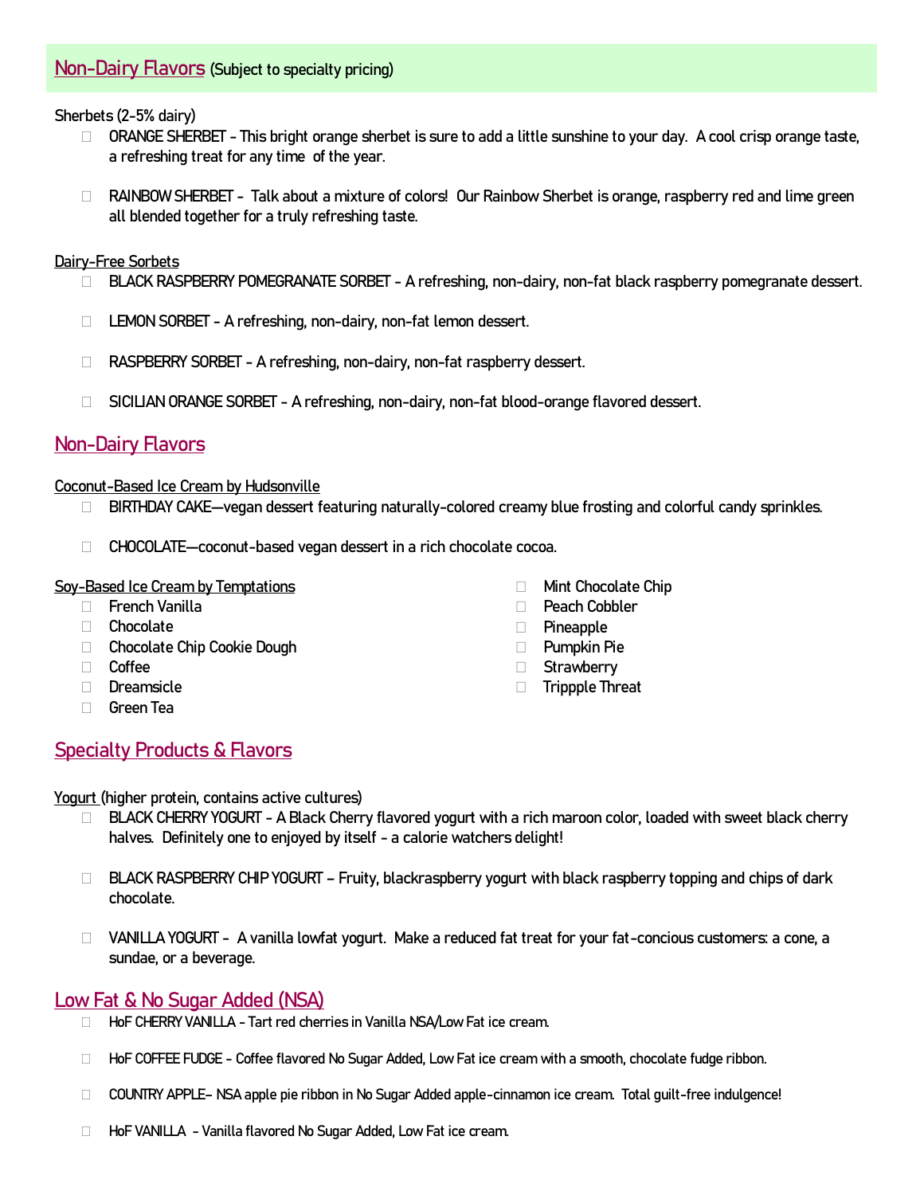## Non-Dairy Flavors (Subject to specialty pricing)

Sherbets (2-5% dairy)

- ORANGE SHERBET - This bright orange sherbet is sure to add a little sunshine to your day. A cool crisp orange taste, a refreshing treat for any time of the year.
- RAINBOW SHERBET - Talk about a mixture of colors! Our Rainbow Sherbet is orange, raspberry red and lime green all blended together for a truly refreshing taste.

Dairy-Free Sorbets

- BLACK RASPBERRY POMEGRANATE SORBET - A refreshing, non-dairy, non-fat black raspberry pomegranate dessert.
- LEMON SORBET - A refreshing, non-dairy, non-fat lemon dessert.
- RASPBERRY SORBET - A refreshing, non-dairy, non-fat raspberry dessert.
- SICILIAN ORANGE SORBET - A refreshing, non-dairy, non-fat blood-orange flavored dessert.

## Non-Dairy Flavors

Coconut-Based Ice Cream by Hudsonville

- BIRTHDAY CAKE—vegan dessert featuring naturally-colored creamy blue frosting and colorful candy sprinkles.
- CHOCOLATE—coconut-based vegan dessert in a rich chocolate cocoa.

Soy-Based Ice Cream by Temptations

- French Vanilla
- Chocolate
- Chocolate Chip Cookie Dough
- Coffee
- Dreamsicle
- Green Tea
- Mint Chocolate Chip
- Peach Cobbler
- Pineapple
- Pumpkin Pie
- Strawberry
- Trippple Threat

## Specialty Products & Flavors

Yogurt (higher protein, contains active cultures)

- BLACK CHERRY YOGURT - A Black Cherry flavored yogurt with a rich maroon color, loaded with sweet black cherry halves. Definitely one to enjoyed by itself - a calorie watchers delight!
- BLACK RASPBERRY CHIP YOGURT – Fruity, blackraspberry yogurt with black raspberry topping and chips of dark chocolate.
- VANILLA YOGURT - A vanilla lowfat yogurt. Make a reduced fat treat for your fat-concious customers: a cone, a sundae, or a beverage.

## Low Fat & No Sugar Added (NSA)

- HoF CHERRY VANILLA - Tart red cherries in Vanilla NSA/Low Fat ice cream.
- HoF COFFEE FUDGE - Coffee flavored No Sugar Added, Low Fat ice cream with a smooth, chocolate fudge ribbon.
- COUNTRY APPLE- NSA apple pie ribbon in No Sugar Added apple-cinnamon ice cream. Total guilt-free indulgence!
- HoF VANILLA - Vanilla flavored No Sugar Added, Low Fat ice cream.